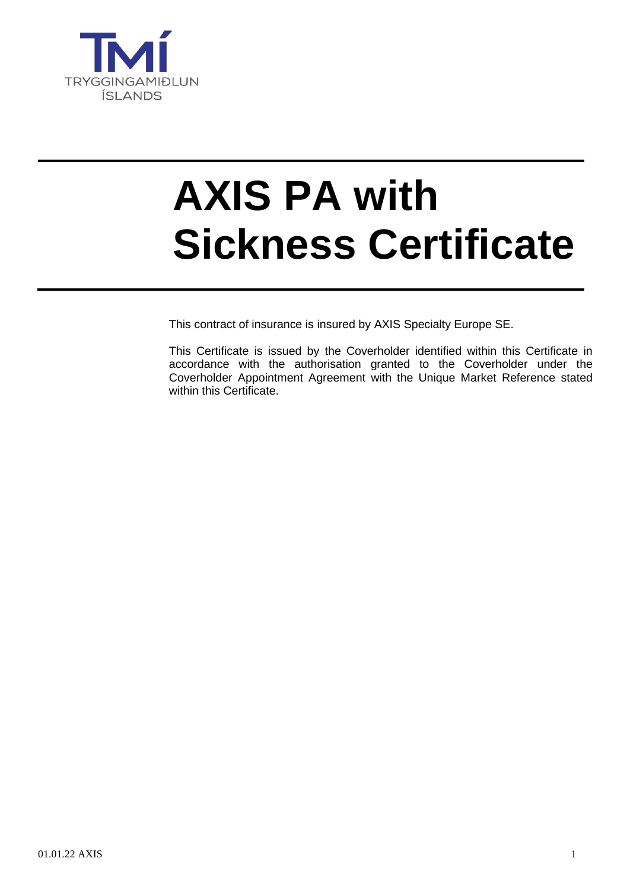TMÍ
TRYGGINGAMIÐLUN ÍSLANDS

# AXIS PA with Sickness Certificate

This contract of insurance is insured by AXIS Specialty Europe SE.

This Certificate is issued by the Coverholder identified within this Certificate in accordance with the authorisation granted to the Coverholder under the Coverholder Appointment Agreement with the Unique Market Reference stated within this Certificate.

01.01.22 AXIS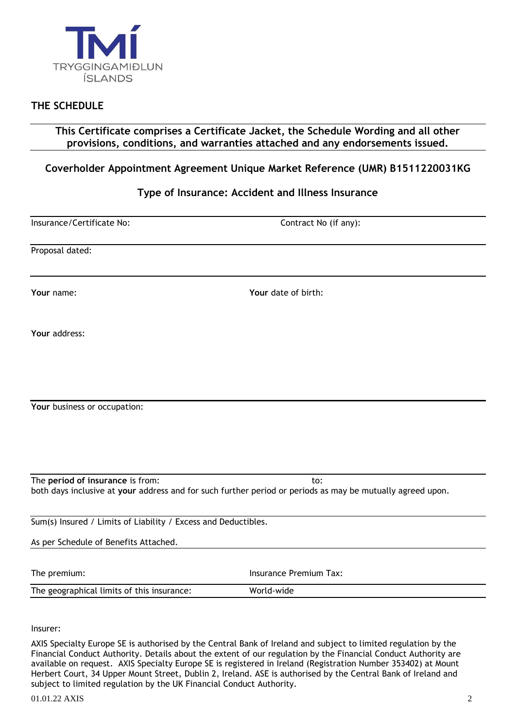TRYGGINGAMIÐLUN ÍSLANDS

## THE SCHEDULE

**This Certificate comprises a Certificate Jacket, the Schedule Wording and all other provisions, conditions, and warranties attached and any endorsements issued.**

**Coverholder Appointment Agreement Unique Market Reference (UMR) B1511220031KG**

**Type of Insurance: Accident and Illness Insurance**

| Insurance/Certificate No: | Contract No (if any): |
|---|---|
| Proposal dated: | |
| **Your** name: | **Your** date of birth: |
| **Your** address: | |
| **Your** business or occupation: | |

The **period of insurance** is from: to:
both days inclusive at **your** address and for such further period or periods as may be mutually agreed upon.

Sum(s) Insured / Limits of Liability / Excess and Deductibles.

As per Schedule of Benefits Attached.

| The premium: | Insurance Premium Tax: |
|---|---|
| The geographical limits of this insurance: | World-wide |

Insurer:

AXIS Specialty Europe SE is authorised by the Central Bank of Ireland and subject to limited regulation by the Financial Conduct Authority. Details about the extent of our regulation by the Financial Conduct Authority are available on request. AXIS Specialty Europe SE is registered in Ireland (Registration Number 353402) at Mount Herbert Court, 34 Upper Mount Street, Dublin 2, Ireland. ASE is authorised by the Central Bank of Ireland and subject to limited regulation by the UK Financial Conduct Authority.

01.01.22 AXIS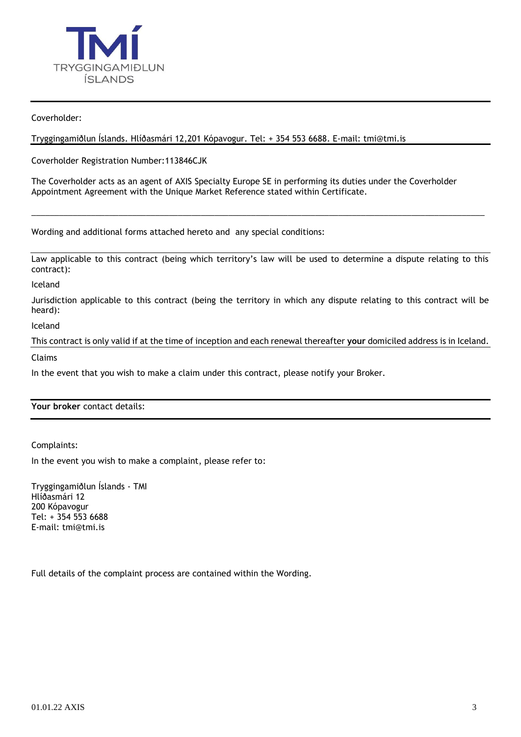Coverholder:

Tryggingamiðlun Íslands. Hlíðasmári 12,201 Kópavogur. Tel: + 354 553 6688. E-mail: tmi@tmi.is

Coverholder Registration Number:113846CJK

The Coverholder acts as an agent of AXIS Specialty Europe SE in performing its duties under the Coverholder Appointment Agreement with the Unique Market Reference stated within Certificate.

---

Wording and additional forms attached hereto and any special conditions:

Law applicable to this contract (being which territory's law will be used to determine a dispute relating to this contract):

Iceland

Jurisdiction applicable to this contract (being the territory in which any dispute relating to this contract will be heard):

Iceland

This contract is only valid if at the time of inception and each renewal thereafter **your** domiciled address is in Iceland.

Claims

In the event that you wish to make a claim under this contract, please notify your Broker.

**Your broker** contact details:

Complaints:

In the event you wish to make a complaint, please refer to:

Tryggingamiðlun Íslands - TMI
Hlíðasmári 12
200 Kópavogur
Tel: + 354 553 6688
E-mail: tmi@tmi.is

Full details of the complaint process are contained within the Wording.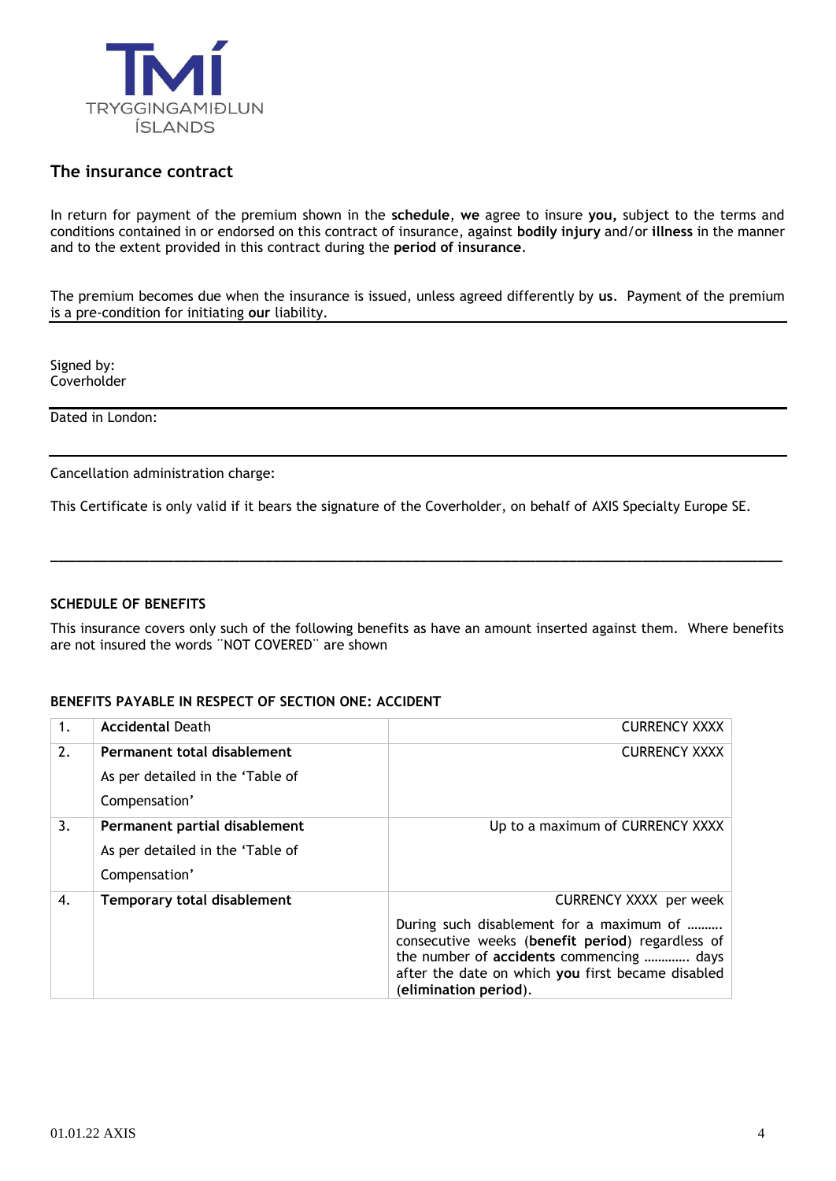TMÍ
TRYGGINGAMIÐLUN ÍSLANDS

## The insurance contract

In return for payment of the premium shown in the **schedule**, **we** agree to insure **you,** subject to the terms and conditions contained in or endorsed on this contract of insurance, against **bodily injury** and/or **illness** in the manner and to the extent provided in this contract during the **period of insurance**.

The premium becomes due when the insurance is issued, unless agreed differently by **us**. Payment of the premium is a pre-condition for initiating **our** liability.

Signed by:
Coverholder

Dated in London:

Cancellation administration charge:

This Certificate is only valid if it bears the signature of the Coverholder, on behalf of AXIS Specialty Europe SE.

---

### SCHEDULE OF BENEFITS

This insurance covers only such of the following benefits as have an amount inserted against them. Where benefits are not insured the words ¨NOT COVERED¨ are shown

### BENEFITS PAYABLE IN RESPECT OF SECTION ONE: ACCIDENT

| | | |
|---|---|---|
| 1. | **Accidental** Death | CURRENCY XXXX |
| 2. | **Permanent total disablement**<br>As per detailed in the 'Table of Compensation' | CURRENCY XXXX |
| 3. | **Permanent partial disablement**<br>As per detailed in the 'Table of Compensation' | Up to a maximum of CURRENCY XXXX |
| 4. | **Temporary total disablement** | CURRENCY XXXX per week<br>During such disablement for a maximum of ………. consecutive weeks (**benefit period**) regardless of the number of **accidents** commencing ………… days after the date on which **you** first became disabled (**elimination period**). |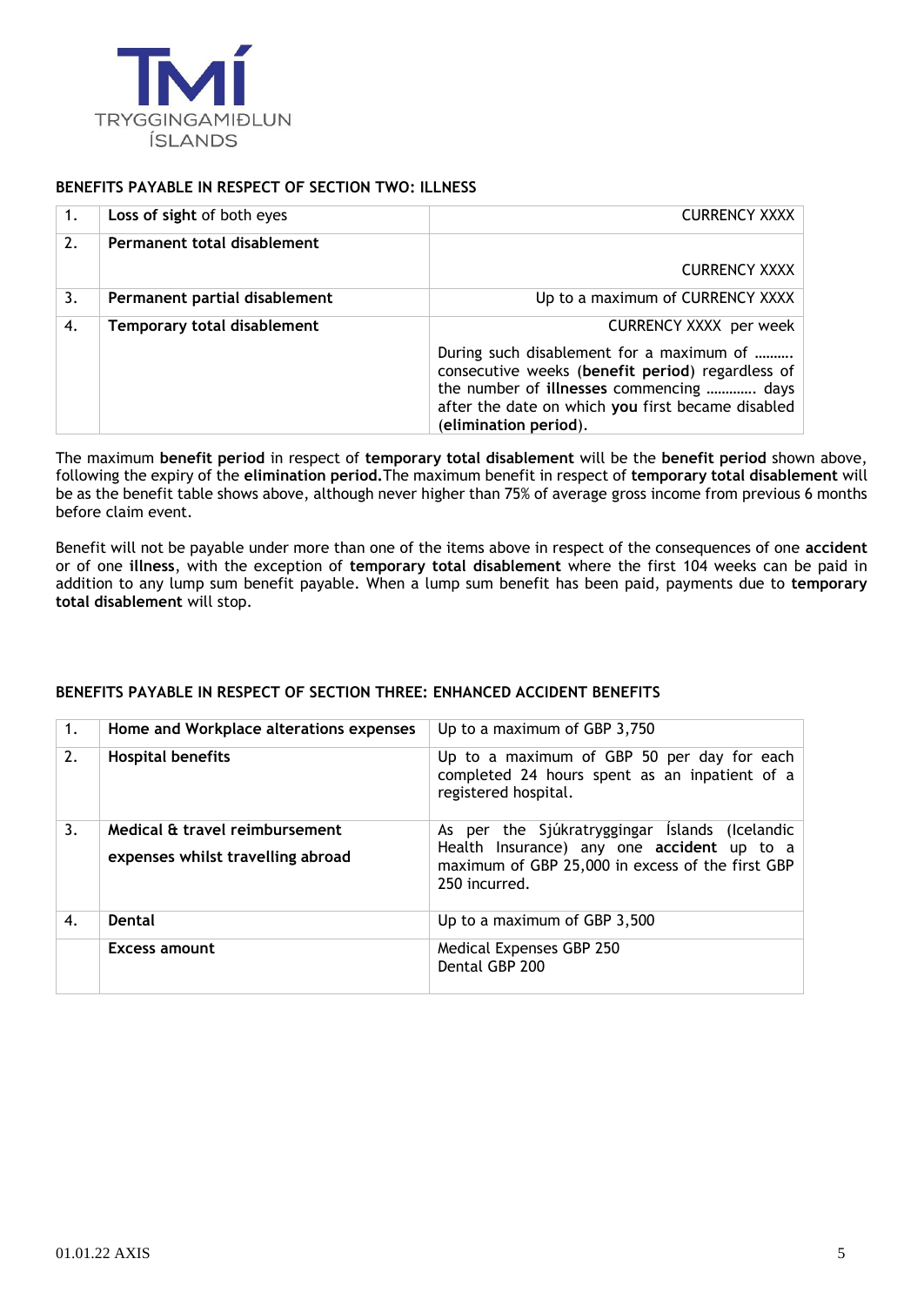## BENEFITS PAYABLE IN RESPECT OF SECTION TWO: ILLNESS

| | | |
|---|---|---|
| 1. | **Loss of sight** of both eyes | CURRENCY XXXX |
| 2. | **Permanent total disablement** | CURRENCY XXXX |
| 3. | **Permanent partial disablement** | Up to a maximum of CURRENCY XXXX |
| 4. | **Temporary total disablement** | CURRENCY XXXX per week<br><br>During such disablement for a maximum of ………. consecutive weeks (**benefit period**) regardless of the number of **illnesses** commencing ………… days after the date on which **you** first became disabled (**elimination period**). |

The maximum **benefit period** in respect of **temporary total disablement** will be the **benefit period** shown above, following the expiry of the **elimination period.** The maximum benefit in respect of **temporary total disablement** will be as the benefit table shows above, although never higher than 75% of average gross income from previous 6 months before claim event.

Benefit will not be payable under more than one of the items above in respect of the consequences of one **accident** or of one **illness**, with the exception of **temporary total disablement** where the first 104 weeks can be paid in addition to any lump sum benefit payable. When a lump sum benefit has been paid, payments due to **temporary total disablement** will stop.

## BENEFITS PAYABLE IN RESPECT OF SECTION THREE: ENHANCED ACCIDENT BENEFITS

| | | |
|---|---|---|
| 1. | **Home and Workplace alterations expenses** | Up to a maximum of GBP 3,750 |
| 2. | **Hospital benefits** | Up to a maximum of GBP 50 per day for each completed 24 hours spent as an inpatient of a registered hospital. |
| 3. | **Medical & travel reimbursement expenses whilst travelling abroad** | As per the Sjúkratryggingar Íslands (Icelandic Health Insurance) any one **accident** up to a maximum of GBP 25,000 in excess of the first GBP 250 incurred. |
| 4. | **Dental** | Up to a maximum of GBP 3,500 |
| | **Excess amount** | Medical Expenses GBP 250<br>Dental GBP 200 |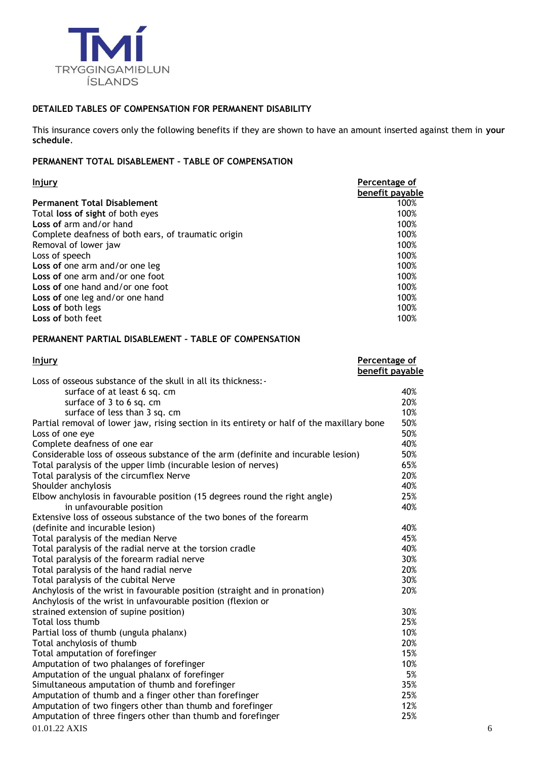TMÍ
TRYGGINGAMIÐLUN ÍSLANDS

## DETAILED TABLES OF COMPENSATION FOR PERMANENT DISABILITY

This insurance covers only the following benefits if they are shown to have an amount inserted against them in **your schedule**.

### PERMANENT TOTAL DISABLEMENT – TABLE OF COMPENSATION

| Injury | Percentage of benefit payable |
|---|---|
| **Permanent Total Disablement** | 100% |
| Total **loss of sight** of both eyes | 100% |
| **Loss of** arm and/or hand | 100% |
| Complete deafness of both ears, of traumatic origin | 100% |
| Removal of lower jaw | 100% |
| Loss of speech | 100% |
| **Loss of** one arm and/or one leg | 100% |
| **Loss of** one arm and/or one foot | 100% |
| **Loss of** one hand and/or one foot | 100% |
| **Loss of** one leg and/or one hand | 100% |
| **Loss of** both legs | 100% |
| **Loss of** both feet | 100% |

### PERMANENT PARTIAL DISABLEMENT – TABLE OF COMPENSATION

| Injury | Percentage of benefit payable |
|---|---|
| Loss of osseous substance of the skull in all its thickness:- | |
| surface of at least 6 sq. cm | 40% |
| surface of 3 to 6 sq. cm | 20% |
| surface of less than 3 sq. cm | 10% |
| Partial removal of lower jaw, rising section in its entirety or half of the maxillary bone | 50% |
| Loss of one eye | 50% |
| Complete deafness of one ear | 40% |
| Considerable loss of osseous substance of the arm (definite and incurable lesion) | 50% |
| Total paralysis of the upper limb (incurable lesion of nerves) | 65% |
| Total paralysis of the circumflex Nerve | 20% |
| Shoulder anchylosis | 40% |
| Elbow anchylosis in favourable position (15 degrees round the right angle) | 25% |
| in unfavourable position | 40% |
| Extensive loss of osseous substance of the two bones of the forearm (definite and incurable lesion) | 40% |
| Total paralysis of the median Nerve | 45% |
| Total paralysis of the radial nerve at the torsion cradle | 40% |
| Total paralysis of the forearm radial nerve | 30% |
| Total paralysis of the hand radial nerve | 20% |
| Total paralysis of the cubital Nerve | 30% |
| Anchylosis of the wrist in favourable position (straight and in pronation) | 20% |
| Anchylosis of the wrist in unfavourable position (flexion or strained extension of supine position) | 30% |
| Total loss thumb | 25% |
| Partial loss of thumb (ungula phalanx) | 10% |
| Total anchylosis of thumb | 20% |
| Total amputation of forefinger | 15% |
| Amputation of two phalanges of forefinger | 10% |
| Amputation of the ungual phalanx of forefinger | 5% |
| Simultaneous amputation of thumb and forefinger | 35% |
| Amputation of thumb and a finger other than forefinger | 25% |
| Amputation of two fingers other than thumb and forefinger | 12% |
| Amputation of three fingers other than thumb and forefinger | 25% |

01.01.22 AXIS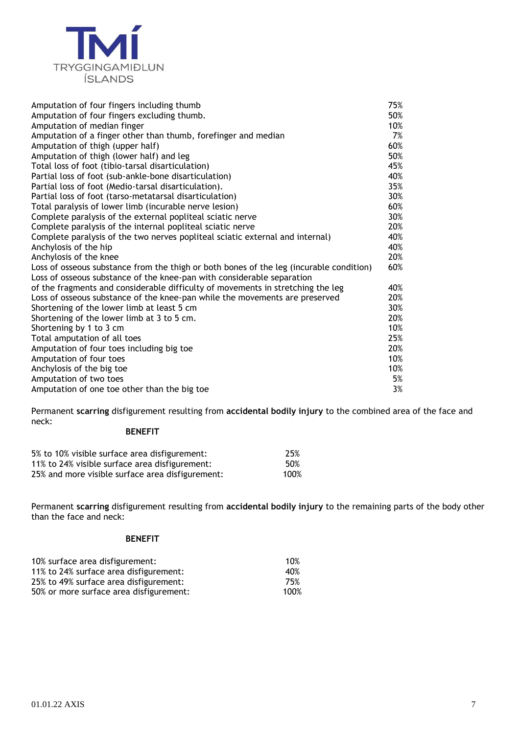| | |
|---|---|
| Amputation of four fingers including thumb | 75% |
| Amputation of four fingers excluding thumb. | 50% |
| Amputation of median finger | 10% |
| Amputation of a finger other than thumb, forefinger and median | 7% |
| Amputation of thigh (upper half) | 60% |
| Amputation of thigh (lower half) and leg | 50% |
| Total loss of foot (tibio-tarsal disarticulation) | 45% |
| Partial loss of foot (sub-ankle-bone disarticulation) | 40% |
| Partial loss of foot (Medio-tarsal disarticulation). | 35% |
| Partial loss of foot (tarso-metatarsal disarticulation) | 30% |
| Total paralysis of lower limb (incurable nerve lesion) | 60% |
| Complete paralysis of the external popliteal sciatic nerve | 30% |
| Complete paralysis of the internal popliteal sciatic nerve | 20% |
| Complete paralysis of the two nerves popliteal sciatic external and internal) | 40% |
| Anchylosis of the hip | 40% |
| Anchylosis of the knee | 20% |
| Loss of osseous substance from the thigh or both bones of the leg (incurable condition) | 60% |
| Loss of osseous substance of the knee-pan with considerable separation of the fragments and considerable difficulty of movements in stretching the leg | 40% |
| Loss of osseous substance of the knee-pan while the movements are preserved | 20% |
| Shortening of the lower limb at least 5 cm | 30% |
| Shortening of the lower limb at 3 to 5 cm. | 20% |
| Shortening by 1 to 3 cm | 10% |
| Total amputation of all toes | 25% |
| Amputation of four toes including big toe | 20% |
| Amputation of four toes | 10% |
| Anchylosis of the big toe | 10% |
| Amputation of two toes | 5% |
| Amputation of one toe other than the big toe | 3% |

Permanent **scarring** disfigurement resulting from **accidental bodily injury** to the combined area of the face and neck:

| | **BENEFIT** |
|---|---|
| 5% to 10% visible surface area disfigurement: | 25% |
| 11% to 24% visible surface area disfigurement: | 50% |
| 25% and more visible surface area disfigurement: | 100% |

Permanent **scarring** disfigurement resulting from **accidental bodily injury** to the remaining parts of the body other than the face and neck:

| | **BENEFIT** |
|---|---|
| 10% surface area disfigurement: | 10% |
| 11% to 24% surface area disfigurement: | 40% |
| 25% to 49% surface area disfigurement: | 75% |
| 50% or more surface area disfigurement: | 100% |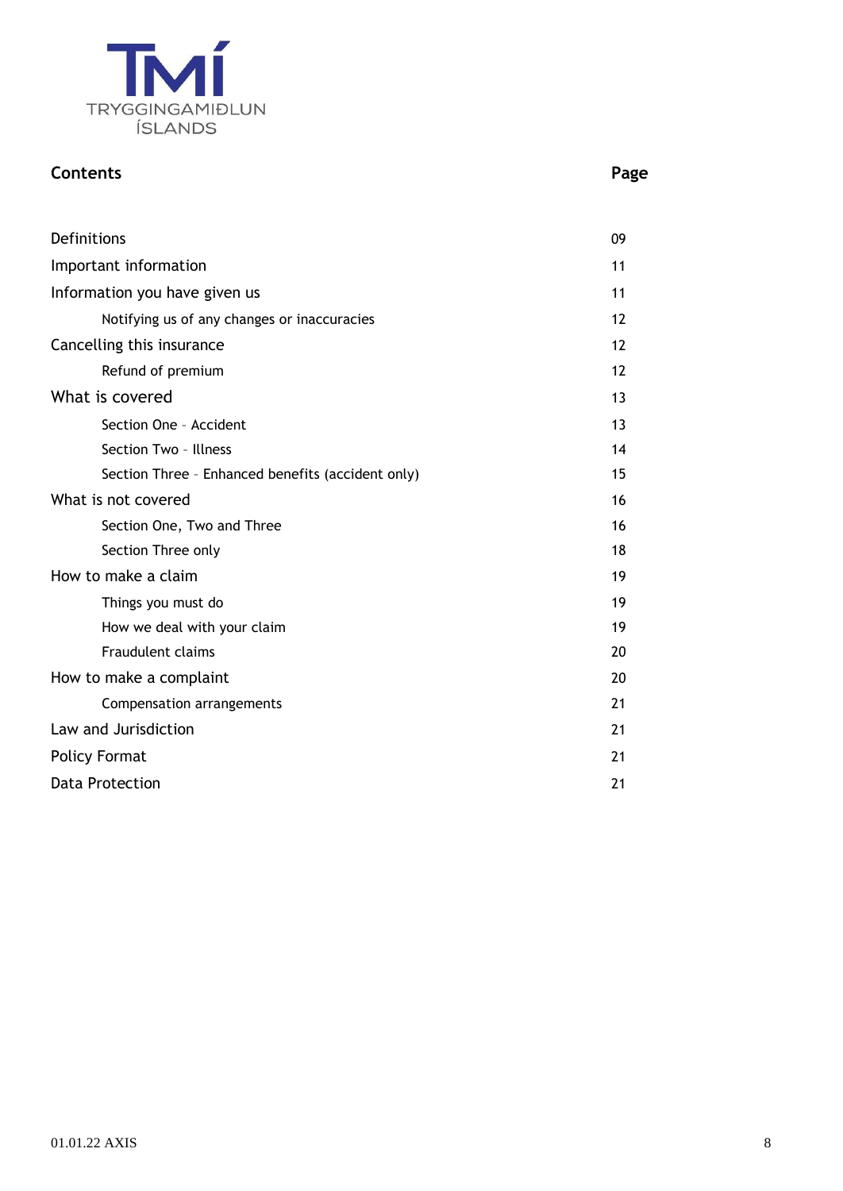TMÍ
TRYGGINGAMIÐLUN ÍSLANDS

## Contents

| Contents | Page |
|---|---|
| Definitions | 09 |
| Important information | 11 |
| Information you have given us | 11 |
| Notifying us of any changes or inaccuracies | 12 |
| Cancelling this insurance | 12 |
| Refund of premium | 12 |
| What is covered | 13 |
| Section One - Accident | 13 |
| Section Two - Illness | 14 |
| Section Three - Enhanced benefits (accident only) | 15 |
| What is not covered | 16 |
| Section One, Two and Three | 16 |
| Section Three only | 18 |
| How to make a claim | 19 |
| Things you must do | 19 |
| How we deal with your claim | 19 |
| Fraudulent claims | 20 |
| How to make a complaint | 20 |
| Compensation arrangements | 21 |
| Law and Jurisdiction | 21 |
| Policy Format | 21 |
| Data Protection | 21 |

01.01.22 AXIS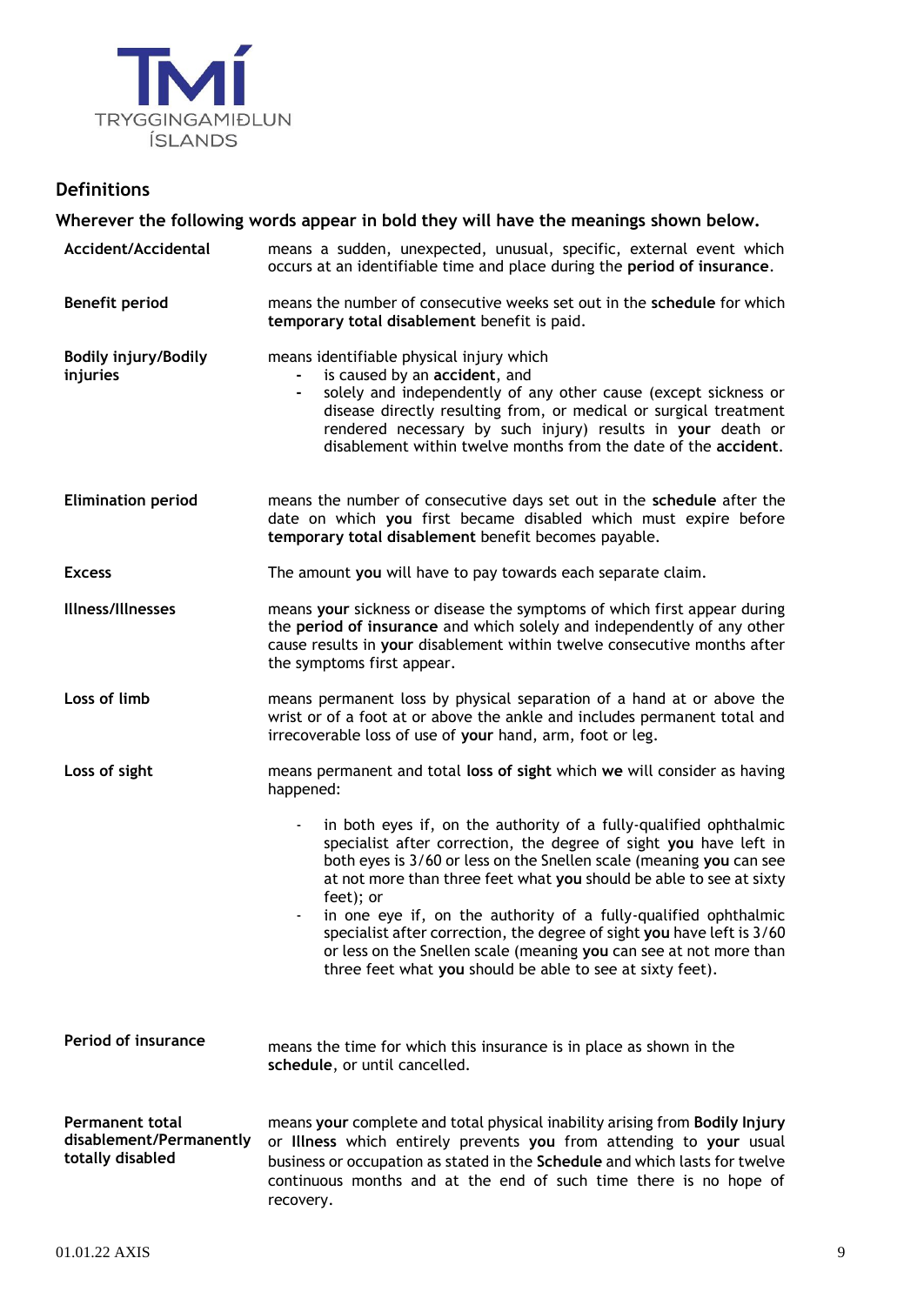## Definitions

**Wherever the following words appear in bold they will have the meanings shown below.**

**Accident/Accidental** means a sudden, unexpected, unusual, specific, external event which occurs at an identifiable time and place during the **period of insurance**.

**Benefit period** means the number of consecutive weeks set out in the **schedule** for which **temporary total disablement** benefit is paid.

**Bodily injury/Bodily injuries** means identifiable physical injury which

- is caused by an **accident**, and
- solely and independently of any other cause (except sickness or disease directly resulting from, or medical or surgical treatment rendered necessary by such injury) results in **your** death or disablement within twelve months from the date of the **accident**.

**Elimination period** means the number of consecutive days set out in the **schedule** after the date on which **you** first became disabled which must expire before **temporary total disablement** benefit becomes payable.

**Excess** The amount **you** will have to pay towards each separate claim.

**Illness/Illnesses** means **your** sickness or disease the symptoms of which first appear during the **period of insurance** and which solely and independently of any other cause results in **your** disablement within twelve consecutive months after the symptoms first appear.

**Loss of limb** means permanent loss by physical separation of a hand at or above the wrist or of a foot at or above the ankle and includes permanent total and irrecoverable loss of use of **your** hand, arm, foot or leg.

**Loss of sight** means permanent and total **loss of sight** which **we** will consider as having happened:

- in both eyes if, on the authority of a fully-qualified ophthalmic specialist after correction, the degree of sight **you** have left in both eyes is 3/60 or less on the Snellen scale (meaning **you** can see at not more than three feet what **you** should be able to see at sixty feet); or
- in one eye if, on the authority of a fully-qualified ophthalmic specialist after correction, the degree of sight **you** have left is 3/60 or less on the Snellen scale (meaning **you** can see at not more than three feet what **you** should be able to see at sixty feet).

**Period of insurance** means the time for which this insurance is in place as shown in the **schedule**, or until cancelled.

**Permanent total disablement/Permanently totally disabled** means **your** complete and total physical inability arising from **Bodily Injury** or **Illness** which entirely prevents **you** from attending to **your** usual business or occupation as stated in the **Schedule** and which lasts for twelve continuous months and at the end of such time there is no hope of recovery.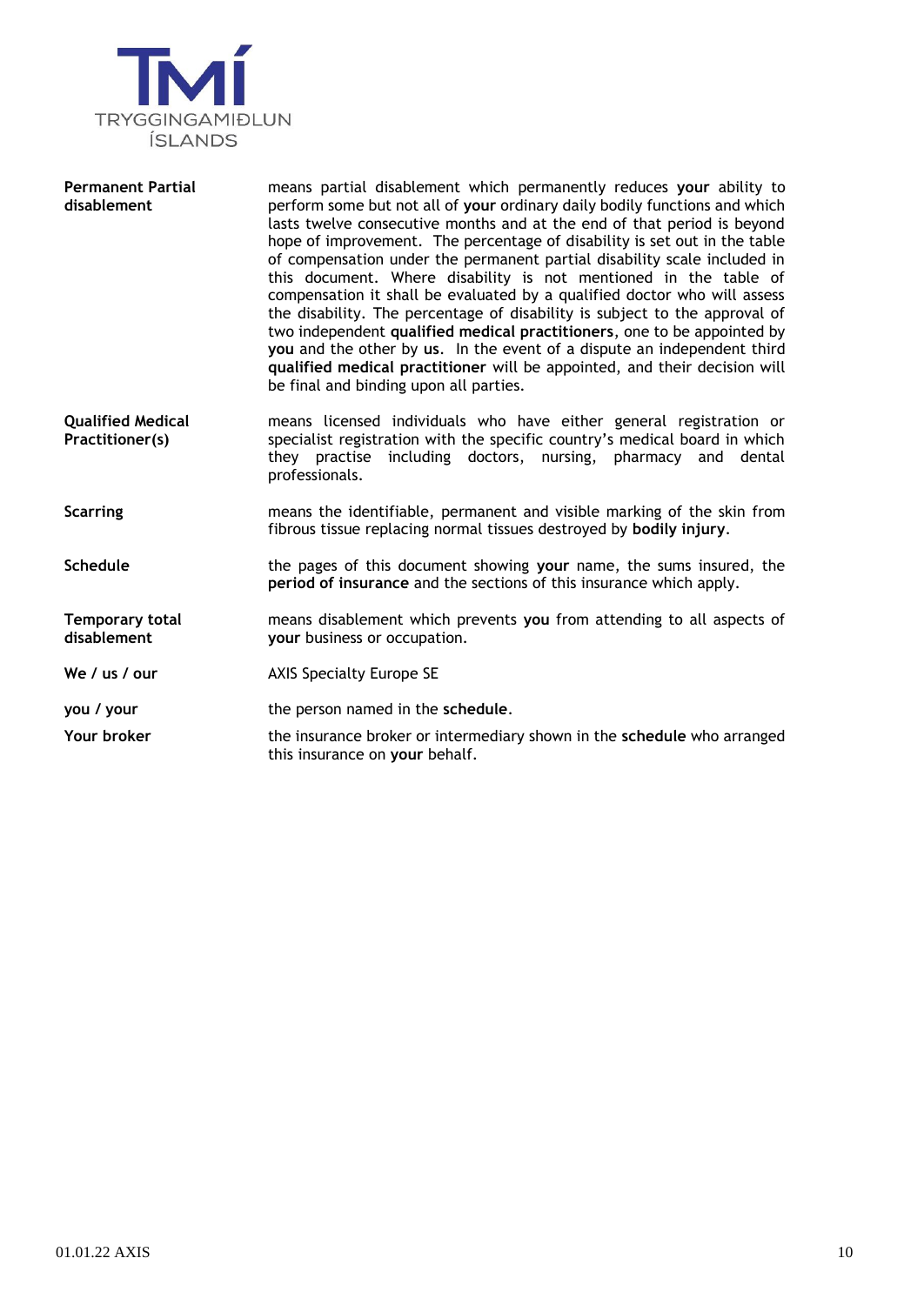| | |
|---|---|
| **Permanent Partial disablement** | means partial disablement which permanently reduces **your** ability to perform some but not all of **your** ordinary daily bodily functions and which lasts twelve consecutive months and at the end of that period is beyond hope of improvement. The percentage of disability is set out in the table of compensation under the permanent partial disability scale included in this document. Where disability is not mentioned in the table of compensation it shall be evaluated by a qualified doctor who will assess the disability. The percentage of disability is subject to the approval of two independent **qualified medical practitioners**, one to be appointed by **you** and the other by **us**. In the event of a dispute an independent third **qualified medical practitioner** will be appointed, and their decision will be final and binding upon all parties. |
| **Qualified Medical Practitioner(s)** | means licensed individuals who have either general registration or specialist registration with the specific country's medical board in which they practise including doctors, nursing, pharmacy and dental professionals. |
| **Scarring** | means the identifiable, permanent and visible marking of the skin from fibrous tissue replacing normal tissues destroyed by **bodily injury**. |
| **Schedule** | the pages of this document showing **your** name, the sums insured, the **period of insurance** and the sections of this insurance which apply. |
| **Temporary total disablement** | means disablement which prevents **you** from attending to all aspects of **your** business or occupation. |
| **We / us / our** | AXIS Specialty Europe SE |
| **you / your** | the person named in the **schedule**. |
| **Your broker** | the insurance broker or intermediary shown in the **schedule** who arranged this insurance on **your** behalf. |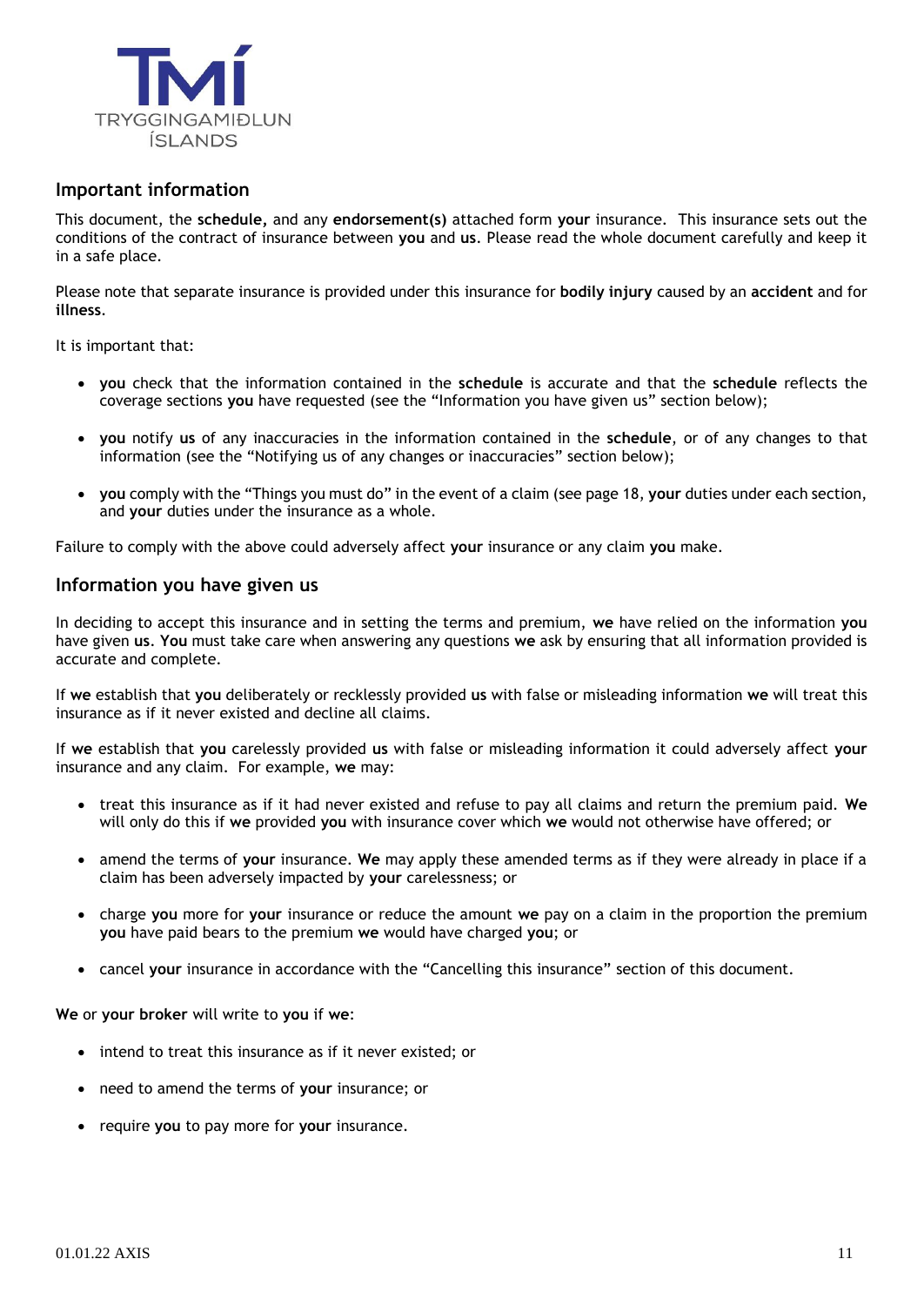TMÍ

TRYGGINGAMIÐLUN ÍSLANDS

## Important information

This document, the **schedule,** and any **endorsement(s)** attached form **your** insurance. This insurance sets out the conditions of the contract of insurance between **you** and **us**. Please read the whole document carefully and keep it in a safe place.

Please note that separate insurance is provided under this insurance for **bodily injury** caused by an **accident** and for **illness**.

It is important that:

- **you** check that the information contained in the **schedule** is accurate and that the **schedule** reflects the coverage sections **you** have requested (see the "Information you have given us" section below);
- **you** notify **us** of any inaccuracies in the information contained in the **schedule**, or of any changes to that information (see the "Notifying us of any changes or inaccuracies" section below);
- **you** comply with the "Things you must do" in the event of a claim (see page 18, **your** duties under each section, and **your** duties under the insurance as a whole.

Failure to comply with the above could adversely affect **your** insurance or any claim **you** make.

## Information you have given us

In deciding to accept this insurance and in setting the terms and premium, **we** have relied on the information **you** have given **us**. **You** must take care when answering any questions **we** ask by ensuring that all information provided is accurate and complete.

If **we** establish that **you** deliberately or recklessly provided **us** with false or misleading information **we** will treat this insurance as if it never existed and decline all claims.

If **we** establish that **you** carelessly provided **us** with false or misleading information it could adversely affect **your** insurance and any claim. For example, **we** may:

- treat this insurance as if it had never existed and refuse to pay all claims and return the premium paid. **We** will only do this if **we** provided **you** with insurance cover which **we** would not otherwise have offered; or
- amend the terms of **your** insurance. **We** may apply these amended terms as if they were already in place if a claim has been adversely impacted by **your** carelessness; or
- charge **you** more for **your** insurance or reduce the amount **we** pay on a claim in the proportion the premium **you** have paid bears to the premium **we** would have charged **you**; or
- cancel **your** insurance in accordance with the "Cancelling this insurance" section of this document.

**We** or **your broker** will write to **you** if **we**:

- intend to treat this insurance as if it never existed; or
- need to amend the terms of **your** insurance; or
- require **you** to pay more for **your** insurance.

01.01.22 AXIS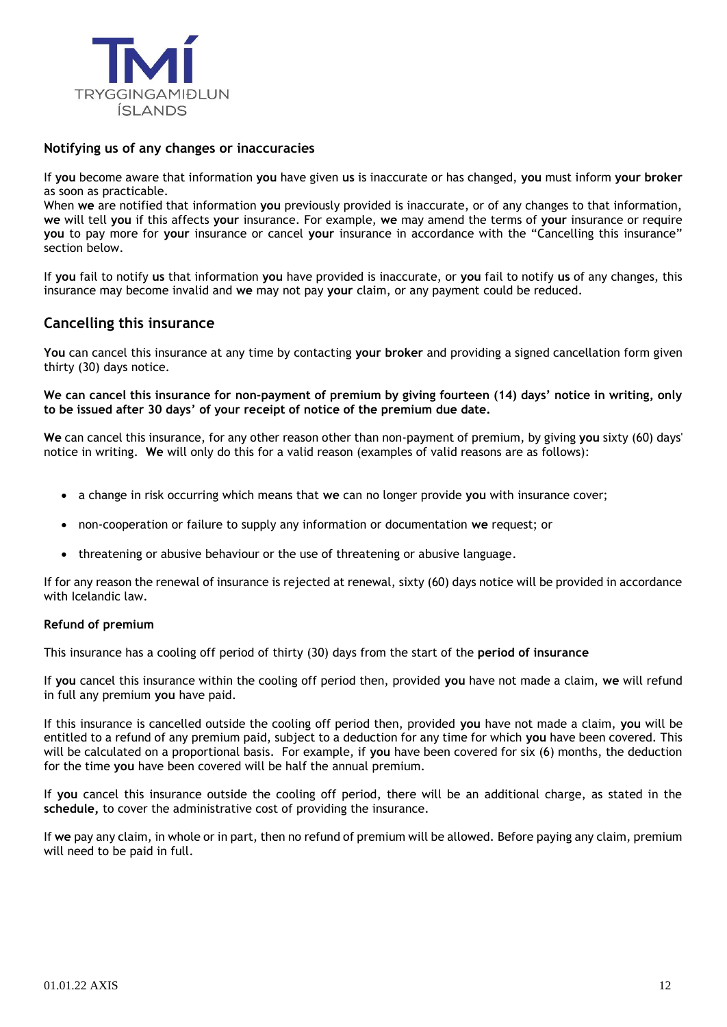## Notifying us of any changes or inaccuracies

If **you** become aware that information **you** have given **us** is inaccurate or has changed, **you** must inform **your broker** as soon as practicable.
When **we** are notified that information **you** previously provided is inaccurate, or of any changes to that information, **we** will tell **you** if this affects **your** insurance. For example, **we** may amend the terms of **your** insurance or require **you** to pay more for **your** insurance or cancel **your** insurance in accordance with the "Cancelling this insurance" section below.

If **you** fail to notify **us** that information **you** have provided is inaccurate, or **you** fail to notify **us** of any changes, this insurance may become invalid and **we** may not pay **your** claim, or any payment could be reduced.

## Cancelling this insurance

**You** can cancel this insurance at any time by contacting **your broker** and providing a signed cancellation form given thirty (30) days notice.

**We can cancel this insurance for non-payment of premium by giving fourteen (14) days' notice in writing, only to be issued after 30 days' of your receipt of notice of the premium due date.**

**We** can cancel this insurance, for any other reason other than non-payment of premium, by giving **you** sixty (60) days' notice in writing. **We** will only do this for a valid reason (examples of valid reasons are as follows):

- a change in risk occurring which means that **we** can no longer provide **you** with insurance cover;
- non-cooperation or failure to supply any information or documentation **we** request; or
- threatening or abusive behaviour or the use of threatening or abusive language.

If for any reason the renewal of insurance is rejected at renewal, sixty (60) days notice will be provided in accordance with Icelandic law.

### Refund of premium

This insurance has a cooling off period of thirty (30) days from the start of the **period of insurance**

If **you** cancel this insurance within the cooling off period then, provided **you** have not made a claim, **we** will refund in full any premium **you** have paid.

If this insurance is cancelled outside the cooling off period then, provided **you** have not made a claim, **you** will be entitled to a refund of any premium paid, subject to a deduction for any time for which **you** have been covered. This will be calculated on a proportional basis. For example, if **you** have been covered for six (6) months, the deduction for the time **you** have been covered will be half the annual premium.

If **you** cancel this insurance outside the cooling off period, there will be an additional charge, as stated in the **schedule,** to cover the administrative cost of providing the insurance.

If **we** pay any claim, in whole or in part, then no refund of premium will be allowed. Before paying any claim, premium will need to be paid in full.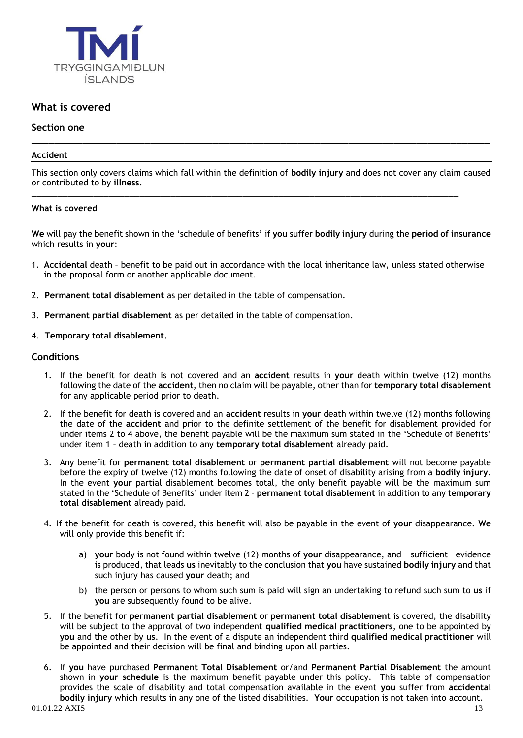## What is covered

### Section one

---

**Accident**

This section only covers claims which fall within the definition of **bodily injury** and does not cover any claim caused or contributed to by **illness**.

---

**What is covered**

**We** will pay the benefit shown in the 'schedule of benefits' if **you** suffer **bodily injury** during the **period of insurance** which results in **your**:

1. **Accidental** death – benefit to be paid out in accordance with the local inheritance law, unless stated otherwise in the proposal form or another applicable document.
2. **Permanent total disablement** as per detailed in the table of compensation.
3. **Permanent partial disablement** as per detailed in the table of compensation.
4. **Temporary total disablement.**

### Conditions

1. If the benefit for death is not covered and an **accident** results in **your** death within twelve (12) months following the date of the **accident**, then no claim will be payable, other than for **temporary total disablement** for any applicable period prior to death.
2. If the benefit for death is covered and an **accident** results in **your** death within twelve (12) months following the date of the **accident** and prior to the definite settlement of the benefit for disablement provided for under items 2 to 4 above, the benefit payable will be the maximum sum stated in the 'Schedule of Benefits' under item 1 – death in addition to any **temporary total disablement** already paid.
3. Any benefit for **permanent total disablement** or **permanent partial disablement** will not become payable before the expiry of twelve (12) months following the date of onset of disability arising from a **bodily injury**. In the event **your** partial disablement becomes total, the only benefit payable will be the maximum sum stated in the 'Schedule of Benefits' under item 2 – **permanent total disablement** in addition to any **temporary total disablement** already paid.
4. If the benefit for death is covered, this benefit will also be payable in the event of **your** disappearance. **We** will only provide this benefit if:
   a) **your** body is not found within twelve (12) months of **your** disappearance, and sufficient evidence is produced, that leads **us** inevitably to the conclusion that **you** have sustained **bodily injury** and that such injury has caused **your** death; and
   b) the person or persons to whom such sum is paid will sign an undertaking to refund such sum to **us** if **you** are subsequently found to be alive.
5. If the benefit for **permanent partial disablement** or **permanent total disablement** is covered, the disability will be subject to the approval of two independent **qualified medical practitioners**, one to be appointed by **you** and the other by **us**. In the event of a dispute an independent third **qualified medical practitioner** will be appointed and their decision will be final and binding upon all parties.
6. If **you** have purchased **Permanent Total Disablement** or/and **Permanent Partial Disablement** the amount shown in **your schedule** is the maximum benefit payable under this policy. This table of compensation provides the scale of disability and total compensation available in the event **you** suffer from **accidental bodily injury** which results in any one of the listed disabilities. **Your** occupation is not taken into account.

01.01.22 AXIS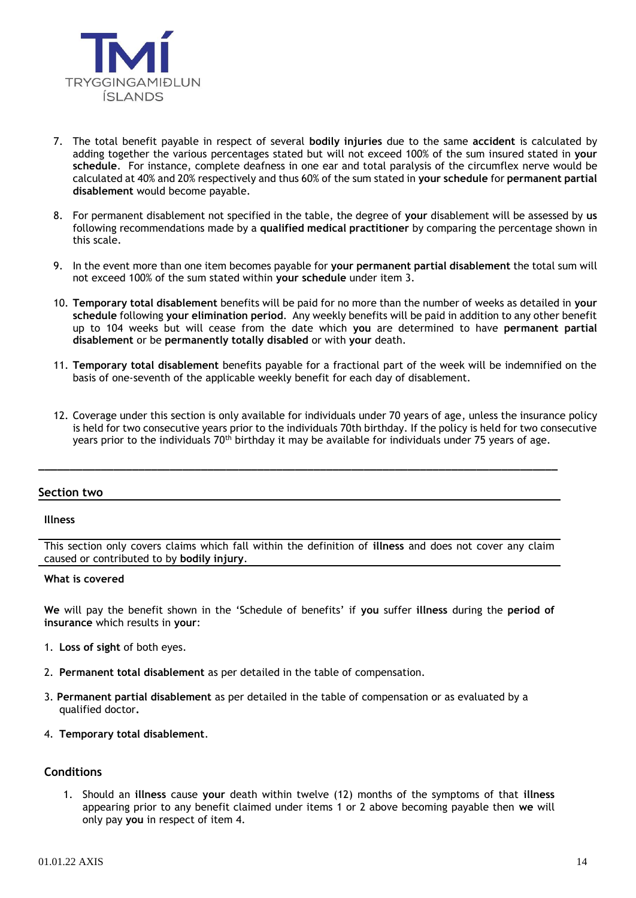7. The total benefit payable in respect of several **bodily injuries** due to the same **accident** is calculated by adding together the various percentages stated but will not exceed 100% of the sum insured stated in **your schedule**. For instance, complete deafness in one ear and total paralysis of the circumflex nerve would be calculated at 40% and 20% respectively and thus 60% of the sum stated in **your schedule** for **permanent partial disablement** would become payable.

8. For permanent disablement not specified in the table, the degree of **your** disablement will be assessed by **us** following recommendations made by a **qualified medical practitioner** by comparing the percentage shown in this scale.

9. In the event more than one item becomes payable for **your permanent partial disablement** the total sum will not exceed 100% of the sum stated within **your schedule** under item 3.

10. **Temporary total disablement** benefits will be paid for no more than the number of weeks as detailed in **your schedule** following **your elimination period**. Any weekly benefits will be paid in addition to any other benefit up to 104 weeks but will cease from the date which **you** are determined to have **permanent partial disablement** or be **permanently totally disabled** or with **your** death.

11. **Temporary total disablement** benefits payable for a fractional part of the week will be indemnified on the basis of one-seventh of the applicable weekly benefit for each day of disablement.

12. Coverage under this section is only available for individuals under 70 years of age, unless the insurance policy is held for two consecutive years prior to the individuals 70th birthday. If the policy is held for two consecutive years prior to the individuals 70[th] birthday it may be available for individuals under 75 years of age.

---

## Section two

### Illness

This section only covers claims which fall within the definition of **illness** and does not cover any claim caused or contributed to by **bodily injury**.

### What is covered

**We** will pay the benefit shown in the 'Schedule of benefits' if **you** suffer **illness** during the **period of insurance** which results in **your**:

1. **Loss of sight** of both eyes.

2. **Permanent total disablement** as per detailed in the table of compensation.

3. **Permanent partial disablement** as per detailed in the table of compensation or as evaluated by a qualified doctor.

4. **Temporary total disablement**.

### Conditions

1. Should an **illness** cause **your** death within twelve (12) months of the symptoms of that **illness** appearing prior to any benefit claimed under items 1 or 2 above becoming payable then **we** will only pay **you** in respect of item 4.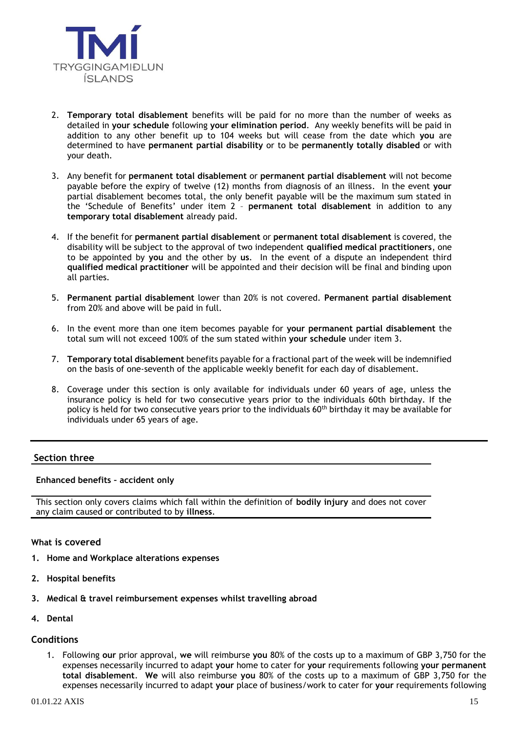2. **Temporary total disablement** benefits will be paid for no more than the number of weeks as detailed in **your schedule** following **your elimination period**. Any weekly benefits will be paid in addition to any other benefit up to 104 weeks but will cease from the date which **you** are determined to have **permanent partial disability** or to be **permanently totally disabled** or with your death.

3. Any benefit for **permanent total disablement** or **permanent partial disablement** will not become payable before the expiry of twelve (12) months from diagnosis of an illness. In the event **your** partial disablement becomes total, the only benefit payable will be the maximum sum stated in the 'Schedule of Benefits' under item 2 – **permanent total disablement** in addition to any **temporary total disablement** already paid.

4. If the benefit for **permanent partial disablement** or **permanent total disablement** is covered, the disability will be subject to the approval of two independent **qualified medical practitioners**, one to be appointed by **you** and the other by **us**. In the event of a dispute an independent third **qualified medical practitioner** will be appointed and their decision will be final and binding upon all parties.

5. **Permanent partial disablement** lower than 20% is not covered. **Permanent partial disablement** from 20% and above will be paid in full.

6. In the event more than one item becomes payable for **your permanent partial disablement** the total sum will not exceed 100% of the sum stated within **your schedule** under item 3.

7. **Temporary total disablement** benefits payable for a fractional part of the week will be indemnified on the basis of one-seventh of the applicable weekly benefit for each day of disablement.

8. Coverage under this section is only available for individuals under 60 years of age, unless the insurance policy is held for two consecutive years prior to the individuals 60th birthday. If the policy is held for two consecutive years prior to the individuals 60th birthday it may be available for individuals under 65 years of age.

---

## Section three

**Enhanced benefits – accident only**

This section only covers claims which fall within the definition of **bodily injury** and does not cover any claim caused or contributed to by **illness**.

### What is covered

1. **Home and Workplace alterations expenses**
2. **Hospital benefits**
3. **Medical & travel reimbursement expenses whilst travelling abroad**
4. **Dental**

### Conditions

1. Following **our** prior approval, **we** will reimburse **you** 80% of the costs up to a maximum of GBP 3,750 for the expenses necessarily incurred to adapt **your** home to cater for **your** requirements following **your permanent total disablement**. **We** will also reimburse **you** 80% of the costs up to a maximum of GBP 3,750 for the expenses necessarily incurred to adapt **your** place of business/work to cater for **your** requirements following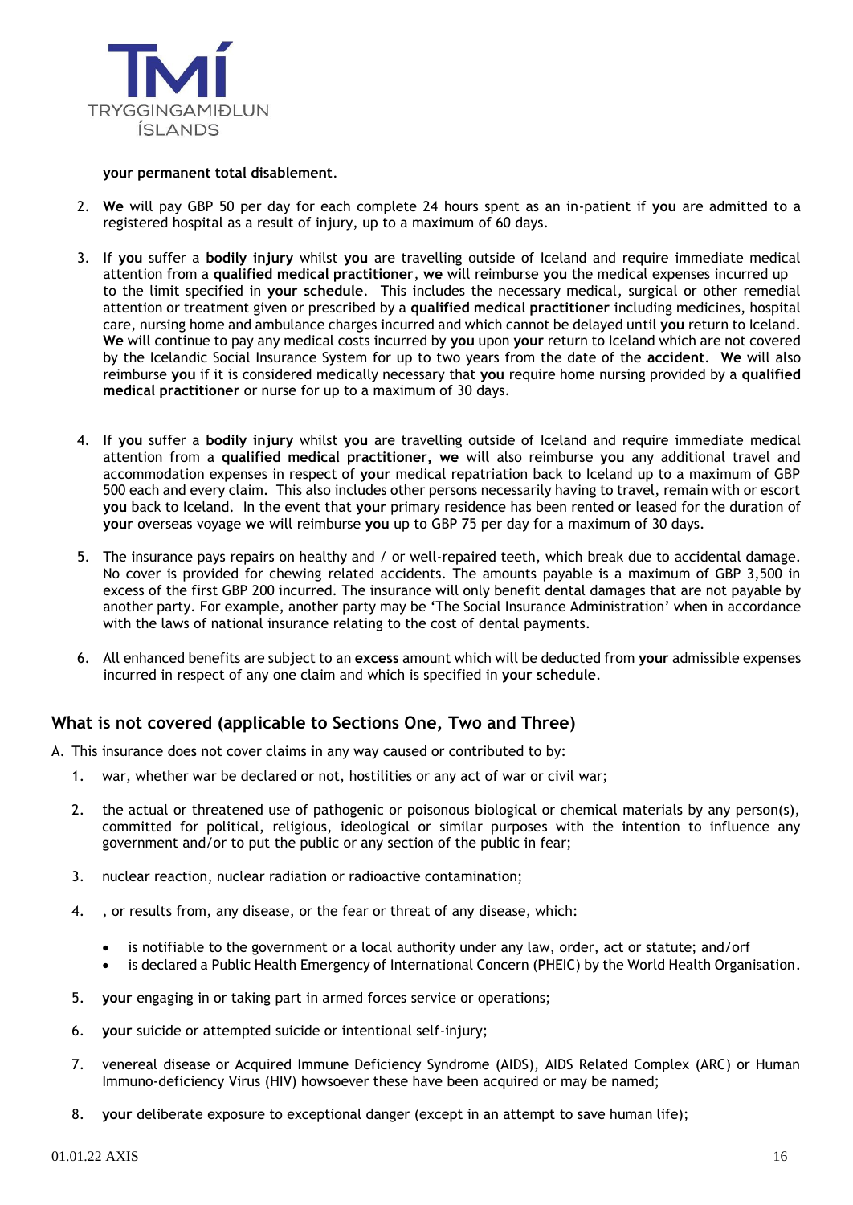**your permanent total disablement**.

2. **We** will pay GBP 50 per day for each complete 24 hours spent as an in-patient if **you** are admitted to a registered hospital as a result of injury, up to a maximum of 60 days.

3. If **you** suffer a **bodily injury** whilst **you** are travelling outside of Iceland and require immediate medical attention from a **qualified medical practitioner**, **we** will reimburse **you** the medical expenses incurred up to the limit specified in **your schedule**. This includes the necessary medical, surgical or other remedial attention or treatment given or prescribed by a **qualified medical practitioner** including medicines, hospital care, nursing home and ambulance charges incurred and which cannot be delayed until **you** return to Iceland. **We** will continue to pay any medical costs incurred by **you** upon **your** return to Iceland which are not covered by the Icelandic Social Insurance System for up to two years from the date of the **accident**. **We** will also reimburse **you** if it is considered medically necessary that **you** require home nursing provided by a **qualified medical practitioner** or nurse for up to a maximum of 30 days.

4. If **you** suffer a **bodily injury** whilst **you** are travelling outside of Iceland and require immediate medical attention from a **qualified medical practitioner, we** will also reimburse **you** any additional travel and accommodation expenses in respect of **your** medical repatriation back to Iceland up to a maximum of GBP 500 each and every claim. This also includes other persons necessarily having to travel, remain with or escort **you** back to Iceland. In the event that **your** primary residence has been rented or leased for the duration of **your** overseas voyage **we** will reimburse **you** up to GBP 75 per day for a maximum of 30 days.

5. The insurance pays repairs on healthy and / or well-repaired teeth, which break due to accidental damage. No cover is provided for chewing related accidents. The amounts payable is a maximum of GBP 3,500 in excess of the first GBP 200 incurred. The insurance will only benefit dental damages that are not payable by another party. For example, another party may be 'The Social Insurance Administration' when in accordance with the laws of national insurance relating to the cost of dental payments.

6. All enhanced benefits are subject to an **excess** amount which will be deducted from **your** admissible expenses incurred in respect of any one claim and which is specified in **your schedule**.

## What is not covered (applicable to Sections One, Two and Three)

A. This insurance does not cover claims in any way caused or contributed to by:

1. war, whether war be declared or not, hostilities or any act of war or civil war;

2. the actual or threatened use of pathogenic or poisonous biological or chemical materials by any person(s), committed for political, religious, ideological or similar purposes with the intention to influence any government and/or to put the public or any section of the public in fear;

3. nuclear reaction, nuclear radiation or radioactive contamination;

4. , or results from, any disease, or the fear or threat of any disease, which:
   - is notifiable to the government or a local authority under any law, order, act or statute; and/orf
   - is declared a Public Health Emergency of International Concern (PHEIC) by the World Health Organisation.

5. **your** engaging in or taking part in armed forces service or operations;

6. **your** suicide or attempted suicide or intentional self-injury;

7. venereal disease or Acquired Immune Deficiency Syndrome (AIDS), AIDS Related Complex (ARC) or Human Immuno-deficiency Virus (HIV) howsoever these have been acquired or may be named;

8. **your** deliberate exposure to exceptional danger (except in an attempt to save human life);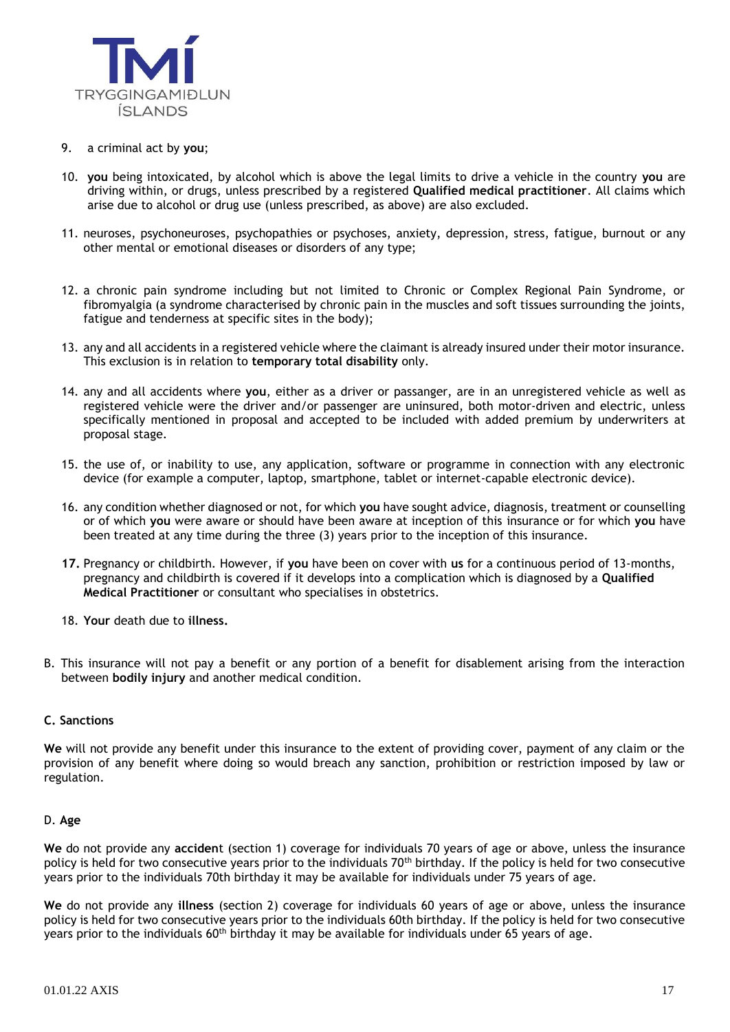9. a criminal act by **you**;

10. **you** being intoxicated, by alcohol which is above the legal limits to drive a vehicle in the country **you** are driving within, or drugs, unless prescribed by a registered **Qualified medical practitioner**. All claims which arise due to alcohol or drug use (unless prescribed, as above) are also excluded.

11. neuroses, psychoneuroses, psychopathies or psychoses, anxiety, depression, stress, fatigue, burnout or any other mental or emotional diseases or disorders of any type;

12. a chronic pain syndrome including but not limited to Chronic or Complex Regional Pain Syndrome, or fibromyalgia (a syndrome characterised by chronic pain in the muscles and soft tissues surrounding the joints, fatigue and tenderness at specific sites in the body);

13. any and all accidents in a registered vehicle where the claimant is already insured under their motor insurance. This exclusion is in relation to **temporary total disability** only.

14. any and all accidents where **you**, either as a driver or passanger, are in an unregistered vehicle as well as registered vehicle were the driver and/or passenger are uninsured, both motor-driven and electric, unless specifically mentioned in proposal and accepted to be included with added premium by underwriters at proposal stage.

15. the use of, or inability to use, any application, software or programme in connection with any electronic device (for example a computer, laptop, smartphone, tablet or internet-capable electronic device).

16. any condition whether diagnosed or not, for which **you** have sought advice, diagnosis, treatment or counselling or of which **you** were aware or should have been aware at inception of this insurance or for which **you** have been treated at any time during the three (3) years prior to the inception of this insurance.

17. Pregnancy or childbirth. However, if **you** have been on cover with **us** for a continuous period of 13-months, pregnancy and childbirth is covered if it develops into a complication which is diagnosed by a **Qualified Medical Practitioner** or consultant who specialises in obstetrics.

18. **Your** death due to **illness.**

B. This insurance will not pay a benefit or any portion of a benefit for disablement arising from the interaction between **bodily injury** and another medical condition.

**C. Sanctions**

**We** will not provide any benefit under this insurance to the extent of providing cover, payment of any claim or the provision of any benefit where doing so would breach any sanction, prohibition or restriction imposed by law or regulation.

D. **Age**

**We** do not provide any **accident** (section 1) coverage for individuals 70 years of age or above, unless the insurance policy is held for two consecutive years prior to the individuals 70th birthday. If the policy is held for two consecutive years prior to the individuals 70th birthday it may be available for individuals under 75 years of age.

**We** do not provide any **illness** (section 2) coverage for individuals 60 years of age or above, unless the insurance policy is held for two consecutive years prior to the individuals 60th birthday. If the policy is held for two consecutive years prior to the individuals 60th birthday it may be available for individuals under 65 years of age.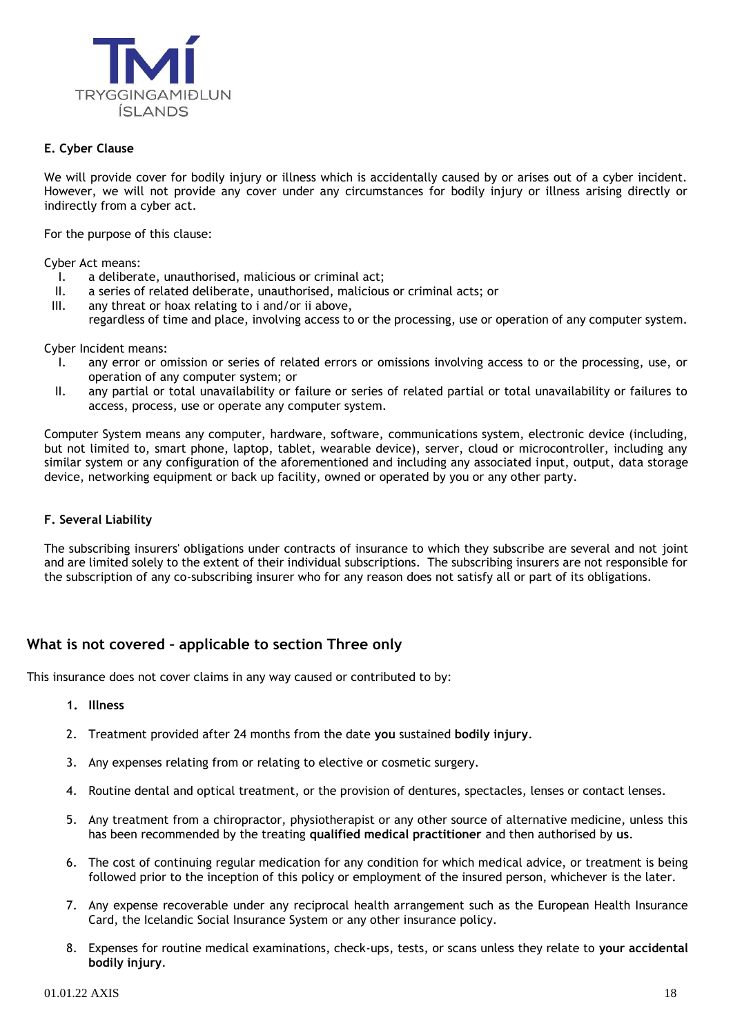**E. Cyber Clause**

We will provide cover for bodily injury or illness which is accidentally caused by or arises out of a cyber incident. However, we will not provide any cover under any circumstances for bodily injury or illness arising directly or indirectly from a cyber act.

For the purpose of this clause:

Cyber Act means:

I. a deliberate, unauthorised, malicious or criminal act;
II. a series of related deliberate, unauthorised, malicious or criminal acts; or
III. any threat or hoax relating to i and/or ii above,
regardless of time and place, involving access to or the processing, use or operation of any computer system.

Cyber Incident means:

I. any error or omission or series of related errors or omissions involving access to or the processing, use, or operation of any computer system; or
II. any partial or total unavailability or failure or series of related partial or total unavailability or failures to access, process, use or operate any computer system.

Computer System means any computer, hardware, software, communications system, electronic device (including, but not limited to, smart phone, laptop, tablet, wearable device), server, cloud or microcontroller, including any similar system or any configuration of the aforementioned and including any associated input, output, data storage device, networking equipment or back up facility, owned or operated by you or any other party.

**F. Several Liability**

The subscribing insurers' obligations under contracts of insurance to which they subscribe are several and not joint and are limited solely to the extent of their individual subscriptions. The subscribing insurers are not responsible for the subscription of any co-subscribing insurer who for any reason does not satisfy all or part of its obligations.

## What is not covered – applicable to section Three only

This insurance does not cover claims in any way caused or contributed to by:

1. **Illness**
2. Treatment provided after 24 months from the date **you** sustained **bodily injury**.
3. Any expenses relating from or relating to elective or cosmetic surgery.
4. Routine dental and optical treatment, or the provision of dentures, spectacles, lenses or contact lenses.
5. Any treatment from a chiropractor, physiotherapist or any other source of alternative medicine, unless this has been recommended by the treating **qualified medical practitioner** and then authorised by **us**.
6. The cost of continuing regular medication for any condition for which medical advice, or treatment is being followed prior to the inception of this policy or employment of the insured person, whichever is the later.
7. Any expense recoverable under any reciprocal health arrangement such as the European Health Insurance Card, the Icelandic Social Insurance System or any other insurance policy.
8. Expenses for routine medical examinations, check-ups, tests, or scans unless they relate to **your accidental bodily injury**.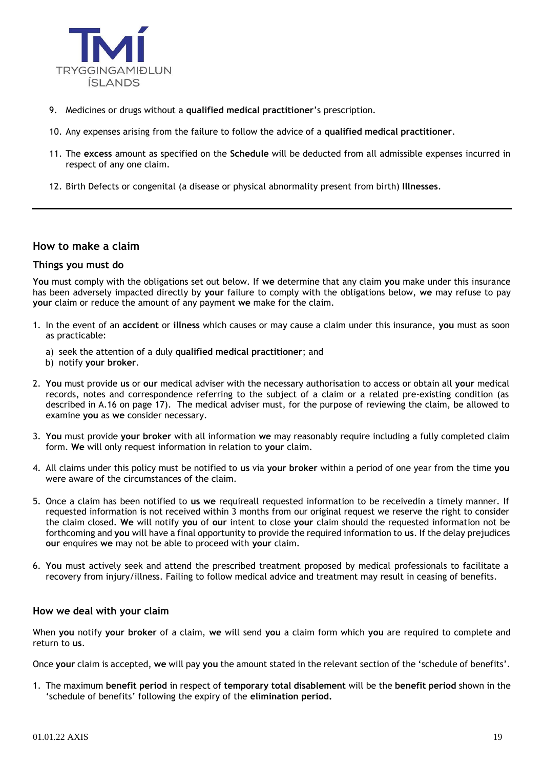9. Medicines or drugs without a **qualified medical practitioner**'s prescription.

10. Any expenses arising from the failure to follow the advice of a **qualified medical practitioner**.

11. The **excess** amount as specified on the **Schedule** will be deducted from all admissible expenses incurred in respect of any one claim.

12. Birth Defects or congenital (a disease or physical abnormality present from birth) **Illnesses**.

---

## How to make a claim

### Things you must do

**You** must comply with the obligations set out below. If **we** determine that any claim **you** make under this insurance has been adversely impacted directly by **your** failure to comply with the obligations below, **we** may refuse to pay **your** claim or reduce the amount of any payment **we** make for the claim.

1. In the event of an **accident** or **illness** which causes or may cause a claim under this insurance, **you** must as soon as practicable:

   a) seek the attention of a duly **qualified medical practitioner**; and
   b) notify **your broker**.

2. **You** must provide **us** or **our** medical adviser with the necessary authorisation to access or obtain all **your** medical records, notes and correspondence referring to the subject of a claim or a related pre-existing condition (as described in A.16 on page 17). The medical adviser must, for the purpose of reviewing the claim, be allowed to examine **you** as **we** consider necessary.

3. **You** must provide **your broker** with all information **we** may reasonably require including a fully completed claim form. **We** will only request information in relation to **your** claim.

4. All claims under this policy must be notified to **us** via **your broker** within a period of one year from the time **you** were aware of the circumstances of the claim.

5. Once a claim has been notified to **us we** requireall requested information to be receivedin a timely manner. If requested information is not received within 3 months from our original request we reserve the right to consider the claim closed. **We** will notify **you** of **our** intent to close **your** claim should the requested information not be forthcoming and **you** will have a final opportunity to provide the required information to **us**. If the delay prejudices **our** enquires **we** may not be able to proceed with **your** claim.

6. **You** must actively seek and attend the prescribed treatment proposed by medical professionals to facilitate a recovery from injury/illness. Failing to follow medical advice and treatment may result in ceasing of benefits.

### How we deal with your claim

When **you** notify **your broker** of a claim, **we** will send **you** a claim form which **you** are required to complete and return to **us**.

Once **your** claim is accepted, **we** will pay **you** the amount stated in the relevant section of the 'schedule of benefits'.

1. The maximum **benefit period** in respect of **temporary total disablement** will be the **benefit period** shown in the 'schedule of benefits' following the expiry of the **elimination period.**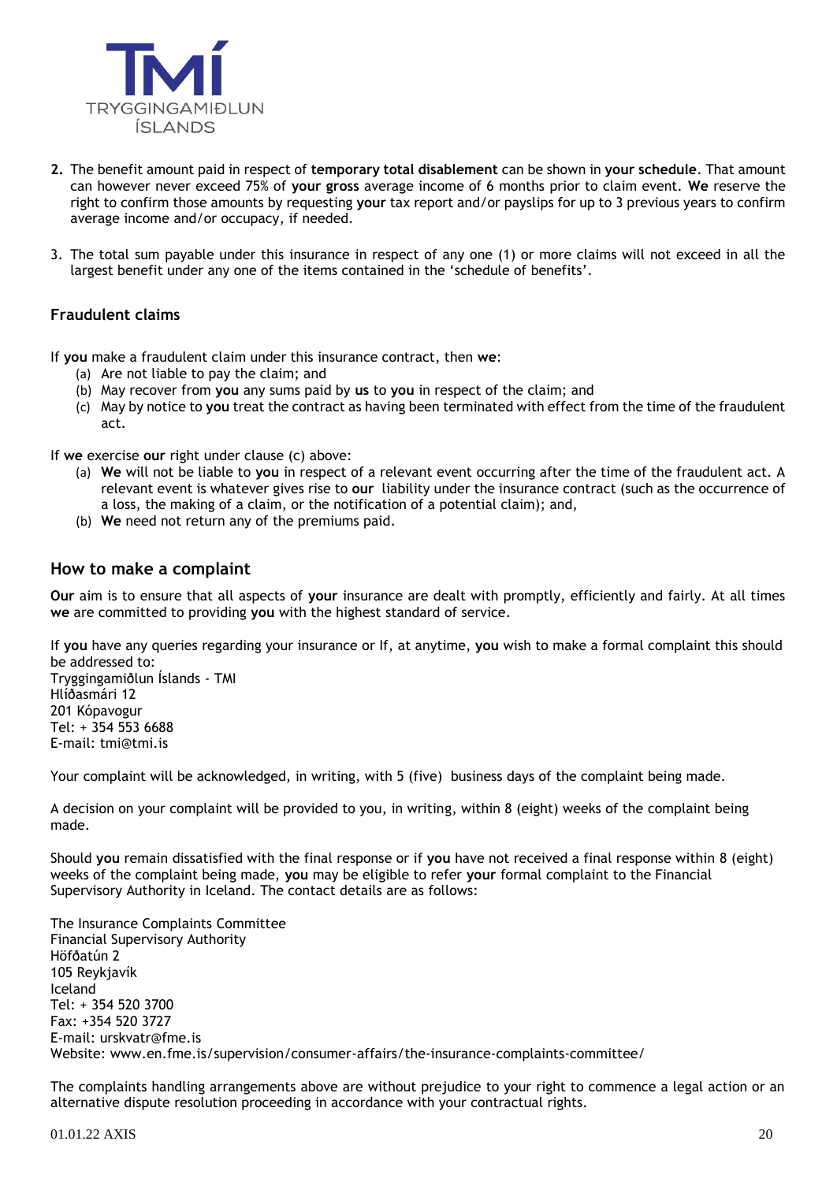2. The benefit amount paid in respect of **temporary total disablement** can be shown in **your schedule**. That amount can however never exceed 75% of **your gross** average income of 6 months prior to claim event. **We** reserve the right to confirm those amounts by requesting **your** tax report and/or payslips for up to 3 previous years to confirm average income and/or occupacy, if needed.

3. The total sum payable under this insurance in respect of any one (1) or more claims will not exceed in all the largest benefit under any one of the items contained in the 'schedule of benefits'.

### Fraudulent claims

If **you** make a fraudulent claim under this insurance contract, then **we**:

(a) Are not liable to pay the claim; and
(b) May recover from **you** any sums paid by **us** to **you** in respect of the claim; and
(c) May by notice to **you** treat the contract as having been terminated with effect from the time of the fraudulent act.

If **we** exercise **our** right under clause (c) above:

(a) **We** will not be liable to **you** in respect of a relevant event occurring after the time of the fraudulent act. A relevant event is whatever gives rise to **our** liability under the insurance contract (such as the occurrence of a loss, the making of a claim, or the notification of a potential claim); and,
(b) **We** need not return any of the premiums paid.

## How to make a complaint

**Our** aim is to ensure that all aspects of **your** insurance are dealt with promptly, efficiently and fairly. At all times **we** are committed to providing **you** with the highest standard of service.

If **you** have any queries regarding your insurance or If, at anytime, **you** wish to make a formal complaint this should be addressed to:
Tryggingamiðlun Íslands - TMI
Hlíðasmári 12
201 Kópavogur
Tel: + 354 553 6688
E-mail: tmi@tmi.is

Your complaint will be acknowledged, in writing, with 5 (five) business days of the complaint being made.

A decision on your complaint will be provided to you, in writing, within 8 (eight) weeks of the complaint being made.

Should **you** remain dissatisfied with the final response or if **you** have not received a final response within 8 (eight) weeks of the complaint being made, **you** may be eligible to refer **your** formal complaint to the Financial Supervisory Authority in Iceland. The contact details are as follows:

The Insurance Complaints Committee
Financial Supervisory Authority
Höfðatún 2
105 Reykjavík
Iceland
Tel: + 354 520 3700
Fax: +354 520 3727
E-mail: urskvatr@fme.is
Website: www.en.fme.is/supervision/consumer-affairs/the-insurance-complaints-committee/

The complaints handling arrangements above are without prejudice to your right to commence a legal action or an alternative dispute resolution proceeding in accordance with your contractual rights.

01.01.22 AXIS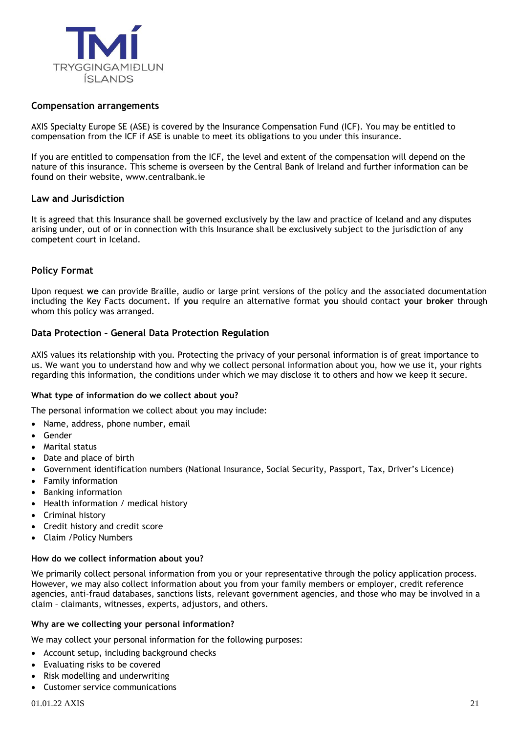## Compensation arrangements

AXIS Specialty Europe SE (ASE) is covered by the Insurance Compensation Fund (ICF). You may be entitled to compensation from the ICF if ASE is unable to meet its obligations to you under this insurance.

If you are entitled to compensation from the ICF, the level and extent of the compensation will depend on the nature of this insurance. This scheme is overseen by the Central Bank of Ireland and further information can be found on their website, www.centralbank.ie

## Law and Jurisdiction

It is agreed that this Insurance shall be governed exclusively by the law and practice of Iceland and any disputes arising under, out of or in connection with this Insurance shall be exclusively subject to the jurisdiction of any competent court in Iceland.

## Policy Format

Upon request **we** can provide Braille, audio or large print versions of the policy and the associated documentation including the Key Facts document. If **you** require an alternative format **you** should contact **your broker** through whom this policy was arranged.

## Data Protection – General Data Protection Regulation

AXIS values its relationship with you. Protecting the privacy of your personal information is of great importance to us. We want you to understand how and why we collect personal information about you, how we use it, your rights regarding this information, the conditions under which we may disclose it to others and how we keep it secure.

### What type of information do we collect about you?

The personal information we collect about you may include:

- Name, address, phone number, email
- Gender
- Marital status
- Date and place of birth
- Government identification numbers (National Insurance, Social Security, Passport, Tax, Driver's Licence)
- Family information
- Banking information
- Health information / medical history
- Criminal history
- Credit history and credit score
- Claim / Policy Numbers

### How do we collect information about you?

We primarily collect personal information from you or your representative through the policy application process. However, we may also collect information about you from your family members or employer, credit reference agencies, anti-fraud databases, sanctions lists, relevant government agencies, and those who may be involved in a claim – claimants, witnesses, experts, adjustors, and others.

### Why are we collecting your personal information?

We may collect your personal information for the following purposes:

- Account setup, including background checks
- Evaluating risks to be covered
- Risk modelling and underwriting
- Customer service communications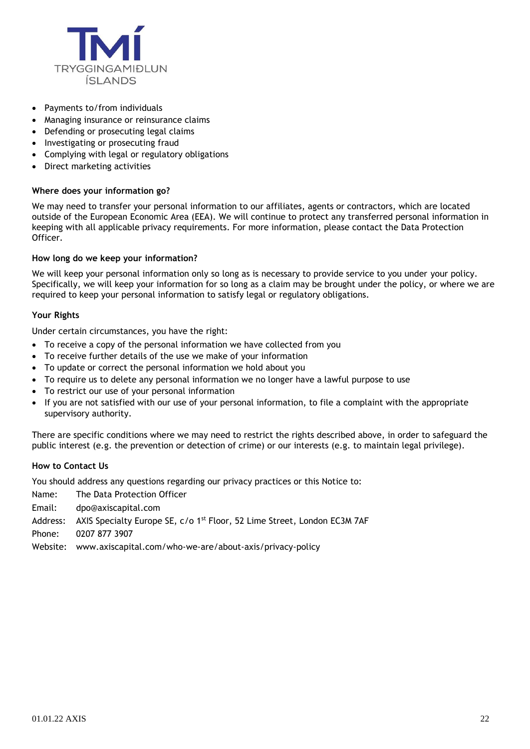- Payments to/from individuals
- Managing insurance or reinsurance claims
- Defending or prosecuting legal claims
- Investigating or prosecuting fraud
- Complying with legal or regulatory obligations
- Direct marketing activities

**Where does your information go?**

We may need to transfer your personal information to our affiliates, agents or contractors, which are located outside of the European Economic Area (EEA). We will continue to protect any transferred personal information in keeping with all applicable privacy requirements. For more information, please contact the Data Protection Officer.

**How long do we keep your information?**

We will keep your personal information only so long as is necessary to provide service to you under your policy. Specifically, we will keep your information for so long as a claim may be brought under the policy, or where we are required to keep your personal information to satisfy legal or regulatory obligations.

**Your Rights**

Under certain circumstances, you have the right:

- To receive a copy of the personal information we have collected from you
- To receive further details of the use we make of your information
- To update or correct the personal information we hold about you
- To require us to delete any personal information we no longer have a lawful purpose to use
- To restrict our use of your personal information
- If you are not satisfied with our use of your personal information, to file a complaint with the appropriate supervisory authority.

There are specific conditions where we may need to restrict the rights described above, in order to safeguard the public interest (e.g. the prevention or detection of crime) or our interests (e.g. to maintain legal privilege).

**How to Contact Us**

You should address any questions regarding our privacy practices or this Notice to:

Name: The Data Protection Officer

Email: dpo@axiscapital.com

Address: AXIS Specialty Europe SE, c/o 1st Floor, 52 Lime Street, London EC3M 7AF

Phone: 0207 877 3907

Website: www.axiscapital.com/who-we-are/about-axis/privacy-policy